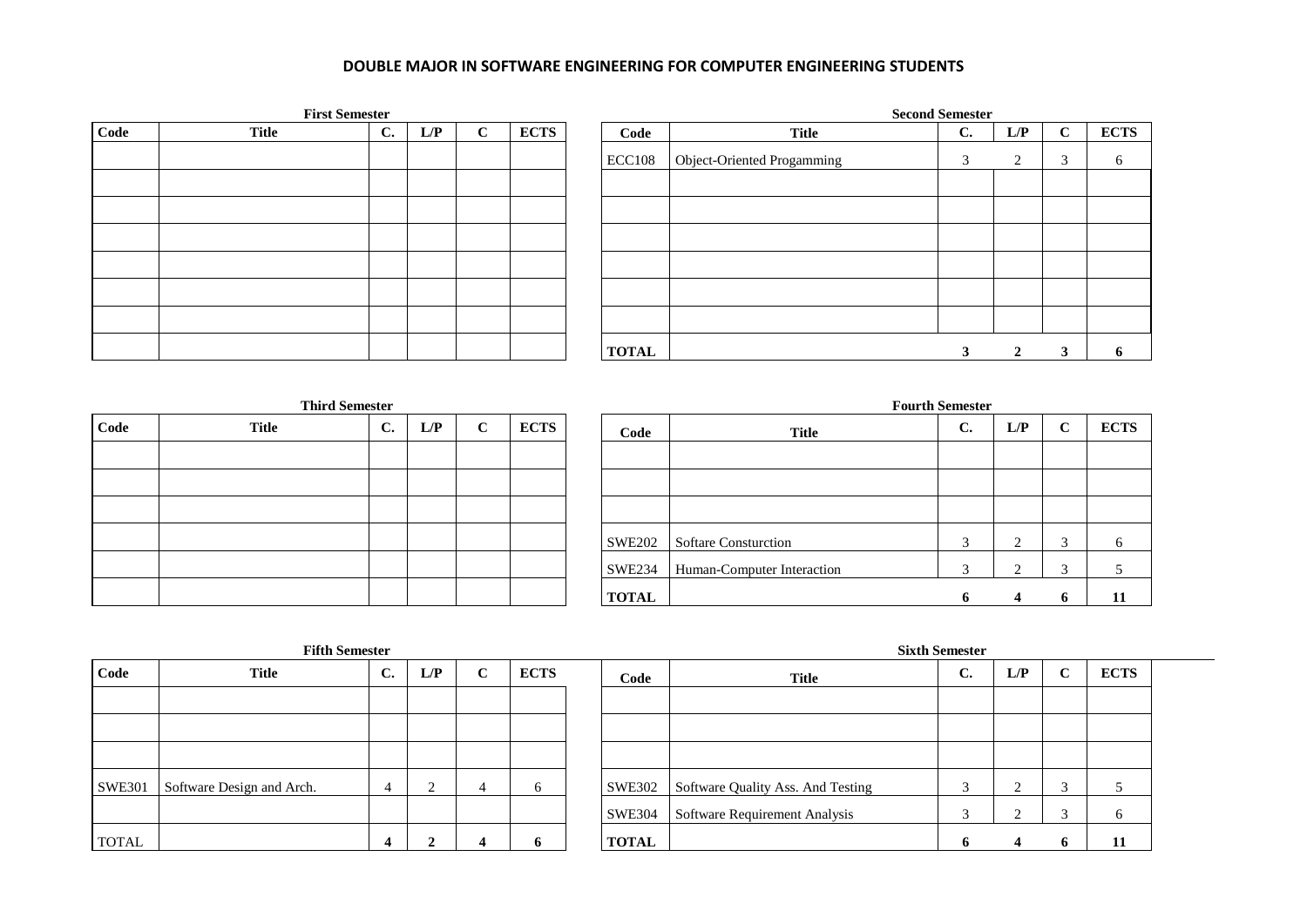# DOUBLE MAJOR IN SOFTWARE ENGINEERING FOR COMPUTER ENGINEERING STUDENTS

**First Semester**

| Code | Title | C. | L/P | C | ECTS |
|---|---|---|---|---|---|
| | | | | | |
| | | | | | |
| | | | | | |
| | | | | | |
| | | | | | |
| | | | | | |
| | | | | | |
| | | | | | |

**Second Semester**

| Code | Title | C. | L/P | C | ECTS |
|---|---|---|---|---|---|
| ECC108 | Object-Oriented Progamming | 3 | 2 | 3 | 6 |
| | | | | | |
| | | | | | |
| | | | | | |
| | | | | | |
| | | | | | |
| | | | | | |
| **TOTAL** | | **3** | **2** | **3** | **6** |

**Third Semester**

| Code | Title | C. | L/P | C | ECTS |
|---|---|---|---|---|---|
| | | | | | |
| | | | | | |
| | | | | | |
| | | | | | |
| | | | | | |
| | | | | | |

**Fourth Semester**

| Code | Title | C. | L/P | C | ECTS |
|---|---|---|---|---|---|
| | | | | | |
| | | | | | |
| | | | | | |
| SWE202 | Softare Consturction | 3 | 2 | 3 | 6 |
| SWE234 | Human-Computer Interaction | 3 | 2 | 3 | 5 |
| **TOTAL** | | **6** | **4** | **6** | **11** |

**Fifth Semester**

| Code | Title | C. | L/P | C | ECTS |
|---|---|---|---|---|---|
| | | | | | |
| | | | | | |
| | | | | | |
| SWE301 | Software Design and Arch. | 4 | 2 | 4 | 6 |
| | | | | | |
| TOTAL | | **4** | **2** | **4** | **6** |

**Sixth Semester**

| Code | Title | C. | L/P | C | ECTS |
|---|---|---|---|---|---|
| | | | | | |
| | | | | | |
| | | | | | |
| SWE302 | Software Quality Ass. And Testing | 3 | 2 | 3 | 5 |
| SWE304 | Software Requirement Analysis | 3 | 2 | 3 | 6 |
| **TOTAL** | | **6** | **4** | **6** | **11** |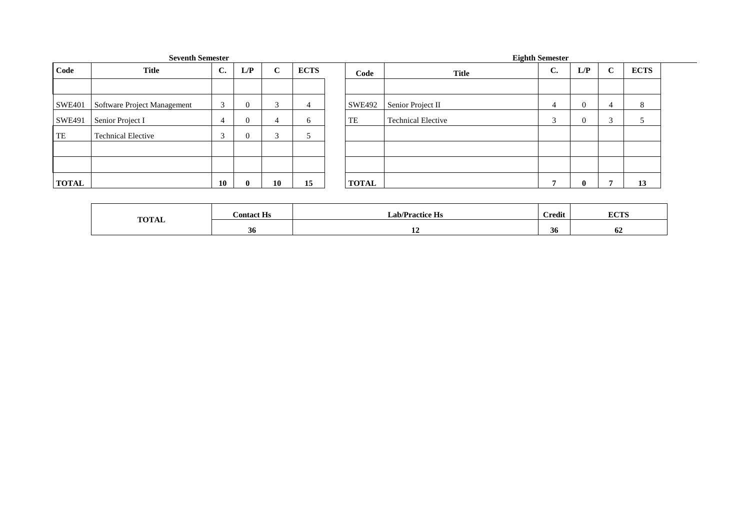**Seventh Semester**

| Code | Title | C. | L/P | C | ECTS |
|---|---|---|---|---|---|
| | | | | | |
| SWE401 | Software Project Management | 3 | 0 | 3 | 4 |
| SWE491 | Senior Project I | 4 | 0 | 4 | 6 |
| TE | Technical Elective | 3 | 0 | 3 | 5 |
| | | | | | |
| | | | | | |
| **TOTAL** | | **10** | **0** | **10** | **15** |

**Eighth Semester**

| Code | Title | C. | L/P | C | ECTS |
|---|---|---|---|---|---|
| | | | | | |
| SWE492 | Senior Project II | 4 | 0 | 4 | 8 |
| TE | Technical Elective | 3 | 0 | 3 | 5 |
| | | | | | |
| | | | | | |
| | | | | | |
| **TOTAL** | | **7** | **0** | **7** | **13** |

| | Contact Hs | Lab/Practice Hs | Credit | ECTS |
|---|---|---|---|---|
| **TOTAL** | **36** | **12** | **36** | **62** |